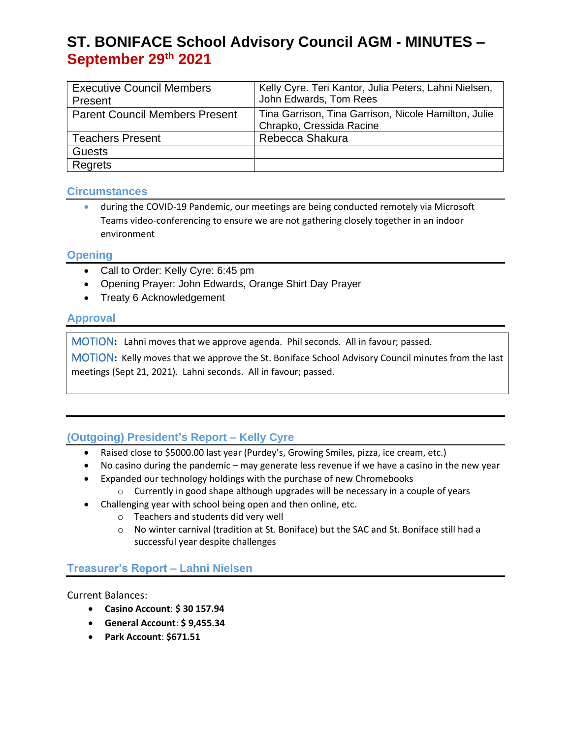# ST. BONIFACE School Advisory Council AGM - MINUTES – September 29th 2021

| Executive Council Members Present | Kelly Cyre. Teri Kantor, Julia Peters, Lahni Nielsen, John Edwards, Tom Rees |
| --- | --- |
| Parent Council Members Present | Tina Garrison, Tina Garrison, Nicole Hamilton, Julie Chrapko, Cressida Racine |
| Teachers Present | Rebecca Shakura |
| Guests | |
| Regrets | |

## Circumstances

- during the COVID-19 Pandemic, our meetings are being conducted remotely via Microsoft Teams video-conferencing to ensure we are not gathering closely together in an indoor environment

## Opening

- Call to Order: Kelly Cyre: 6:45 pm
- Opening Prayer: John Edwards, Orange Shirt Day Prayer
- Treaty 6 Acknowledgement

## Approval

**MOTION:** Lahni moves that we approve agenda. Phil seconds. All in favour; passed.

**MOTION:** Kelly moves that we approve the St. Boniface School Advisory Council minutes from the last meetings (Sept 21, 2021). Lahni seconds. All in favour; passed.

## (Outgoing) President's Report – Kelly Cyre

- Raised close to $5000.00 last year (Purdey's, Growing Smiles, pizza, ice cream, etc.)
- No casino during the pandemic – may generate less revenue if we have a casino in the new year
- Expanded our technology holdings with the purchase of new Chromebooks
  - Currently in good shape although upgrades will be necessary in a couple of years
- Challenging year with school being open and then online, etc.
  - Teachers and students did very well
  - No winter carnival (tradition at St. Boniface) but the SAC and St. Boniface still had a successful year despite challenges

## Treasurer's Report – Lahni Nielsen

Current Balances:

- **Casino Account**: **$ 30 157.94**
- **General Account**: **$ 9,455.34**
- **Park Account**: **$671.51**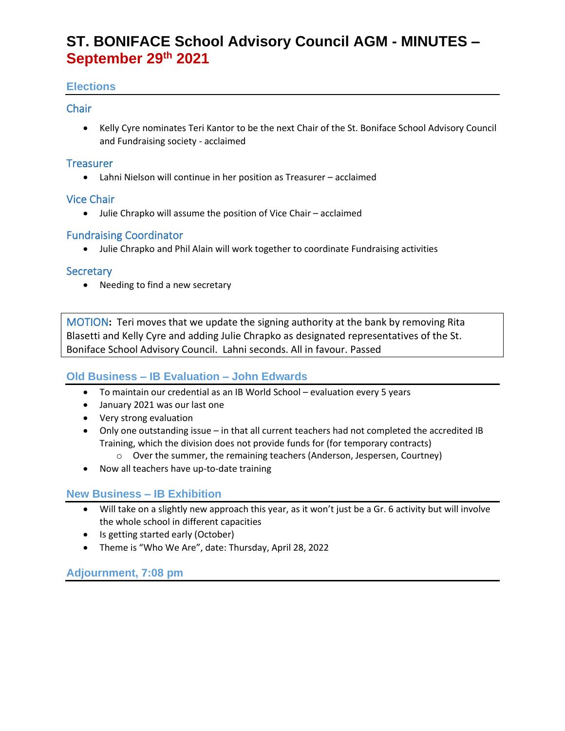# ST. BONIFACE School Advisory Council AGM - MINUTES – September 29th 2021

## Elections

### Chair

- Kelly Cyre nominates Teri Kantor to be the next Chair of the St. Boniface School Advisory Council and Fundraising society - acclaimed

### Treasurer

- Lahni Nielson will continue in her position as Treasurer – acclaimed

### Vice Chair

- Julie Chrapko will assume the position of Vice Chair – acclaimed

### Fundraising Coordinator

- Julie Chrapko and Phil Alain will work together to coordinate Fundraising activities

### Secretary

- Needing to find a new secretary

MOTION**:** Teri moves that we update the signing authority at the bank by removing Rita Blasetti and Kelly Cyre and adding Julie Chrapko as designated representatives of the St. Boniface School Advisory Council. Lahni seconds. All in favour. Passed

## Old Business – IB Evaluation – John Edwards

- To maintain our credential as an IB World School – evaluation every 5 years
- January 2021 was our last one
- Very strong evaluation
- Only one outstanding issue – in that all current teachers had not completed the accredited IB Training, which the division does not provide funds for (for temporary contracts)
  - Over the summer, the remaining teachers (Anderson, Jespersen, Courtney)
- Now all teachers have up-to-date training

## New Business – IB Exhibition

- Will take on a slightly new approach this year, as it won't just be a Gr. 6 activity but will involve the whole school in different capacities
- Is getting started early (October)
- Theme is "Who We Are", date: Thursday, April 28, 2022

## Adjournment, 7:08 pm